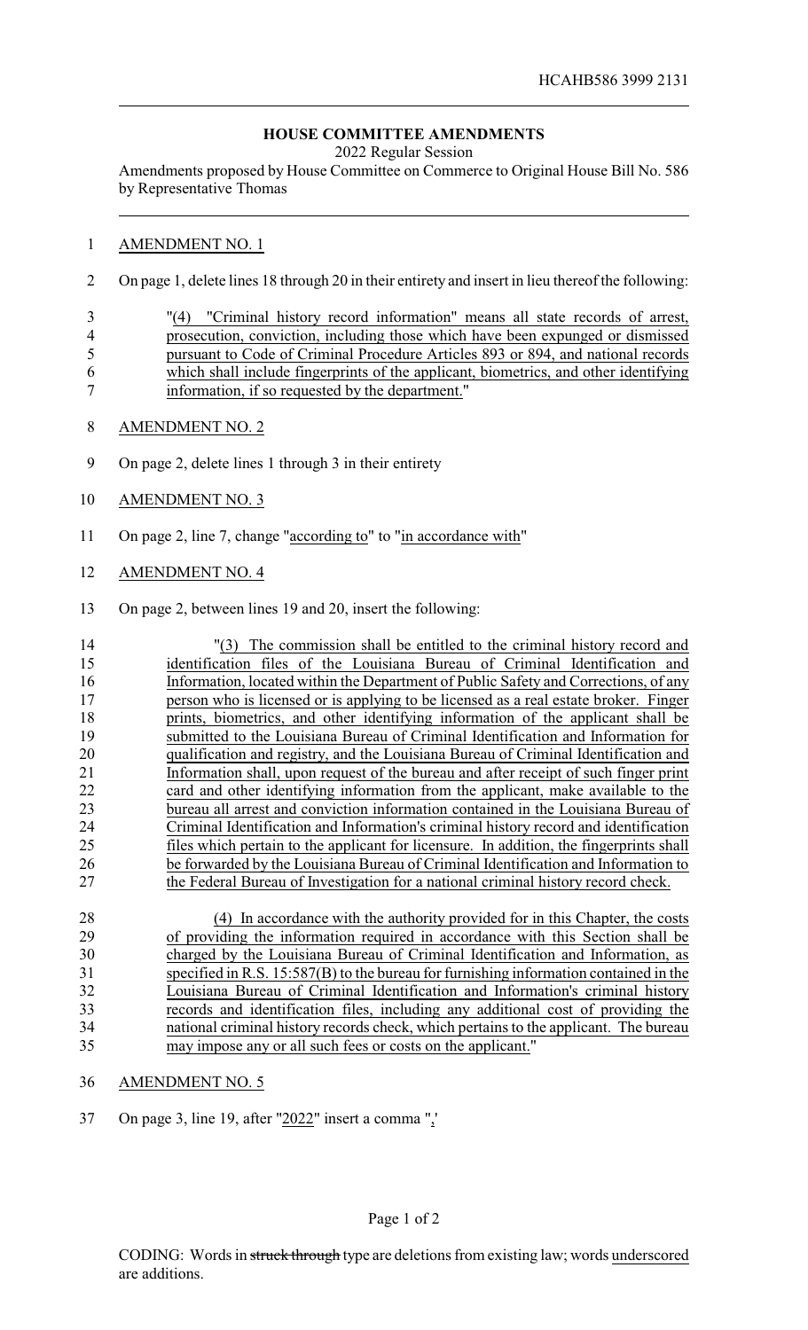HCAHB586 3999 2131

## HOUSE COMMITTEE AMENDMENTS

2022 Regular Session

Amendments proposed by House Committee on Commerce to Original House Bill No. 586 by Representative Thomas

AMENDMENT NO. 1

On page 1, delete lines 18 through 20 in their entirety and insert in lieu thereof the following:

"(4) "Criminal history record information" means all state records of arrest, prosecution, conviction, including those which have been expunged or dismissed pursuant to Code of Criminal Procedure Articles 893 or 894, and national records which shall include fingerprints of the applicant, biometrics, and other identifying information, if so requested by the department."

AMENDMENT NO. 2

On page 2, delete lines 1 through 3 in their entirety

AMENDMENT NO. 3

On page 2, line 7, change "according to" to "in accordance with"

AMENDMENT NO. 4

On page 2, between lines 19 and 20, insert the following:

"(3) The commission shall be entitled to the criminal history record and identification files of the Louisiana Bureau of Criminal Identification and Information, located within the Department of Public Safety and Corrections, of any person who is licensed or is applying to be licensed as a real estate broker. Finger prints, biometrics, and other identifying information of the applicant shall be submitted to the Louisiana Bureau of Criminal Identification and Information for qualification and registry, and the Louisiana Bureau of Criminal Identification and Information shall, upon request of the bureau and after receipt of such finger print card and other identifying information from the applicant, make available to the bureau all arrest and conviction information contained in the Louisiana Bureau of Criminal Identification and Information's criminal history record and identification files which pertain to the applicant for licensure. In addition, the fingerprints shall be forwarded by the Louisiana Bureau of Criminal Identification and Information to the Federal Bureau of Investigation for a national criminal history record check.

(4) In accordance with the authority provided for in this Chapter, the costs of providing the information required in accordance with this Section shall be charged by the Louisiana Bureau of Criminal Identification and Information, as specified in R.S. 15:587(B) to the bureau for furnishing information contained in the Louisiana Bureau of Criminal Identification and Information's criminal history records and identification files, including any additional cost of providing the national criminal history records check, which pertains to the applicant. The bureau may impose any or all such fees or costs on the applicant."

AMENDMENT NO. 5

On page 3, line 19, after "2022" insert a comma ",'

CODING: Words in ~~struck through~~ type are deletions from existing law; words underscored are additions.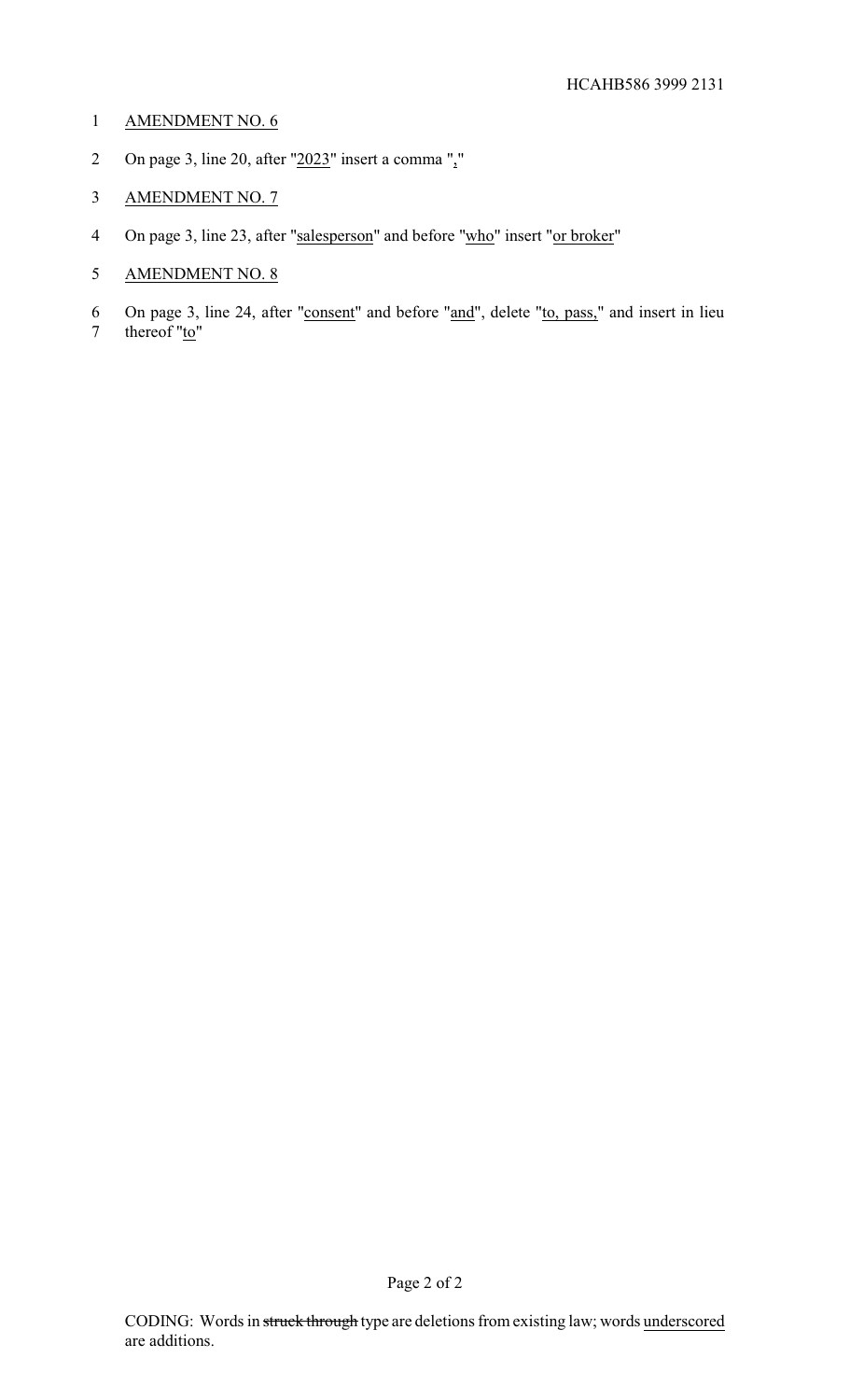AMENDMENT NO. 6

On page 3, line 20, after "2023" insert a comma ","

AMENDMENT NO. 7

On page 3, line 23, after "salesperson" and before "who" insert "or broker"

AMENDMENT NO. 8

On page 3, line 24, after "consent" and before "and", delete "to, pass," and insert in lieu thereof "to"

CODING: Words in ~~struck through~~ type are deletions from existing law; words underscored are additions.